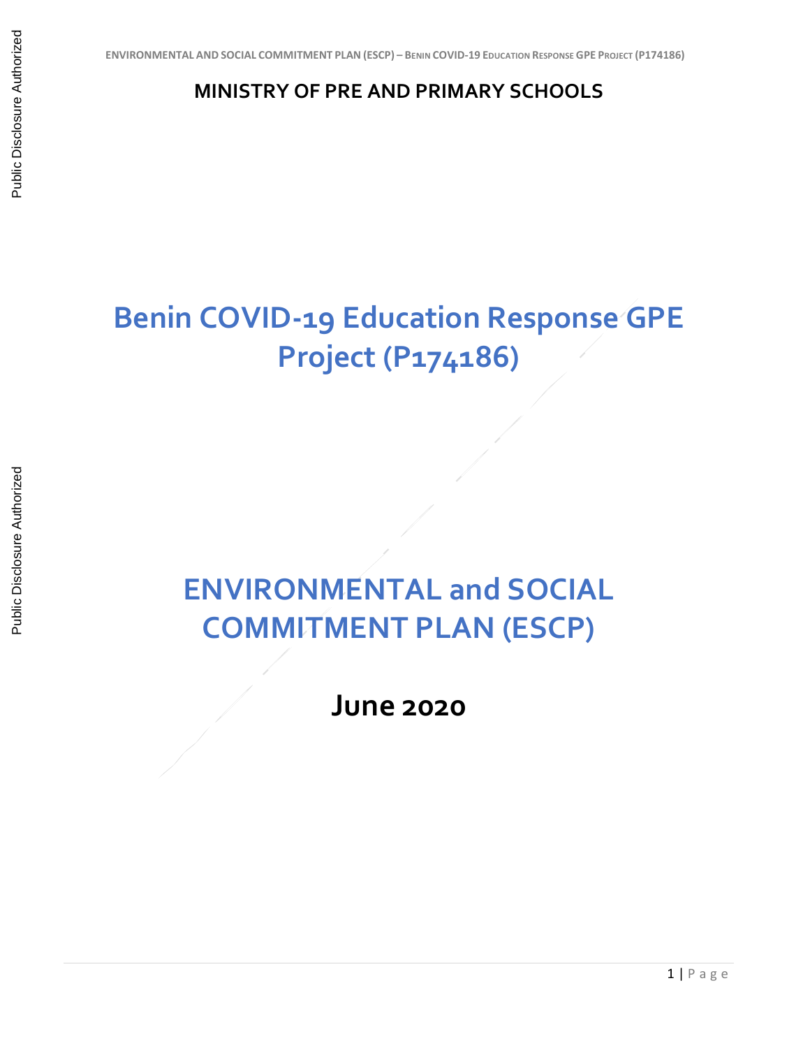**MINISTRY OF PRE AND PRIMARY SCHOOLS**

# Benin COVID-19 Education Response GPE Project (P174186)

# ENVIRONMENTAL and SOCIAL COMMITMENT PLAN (ESCP)

## June 2020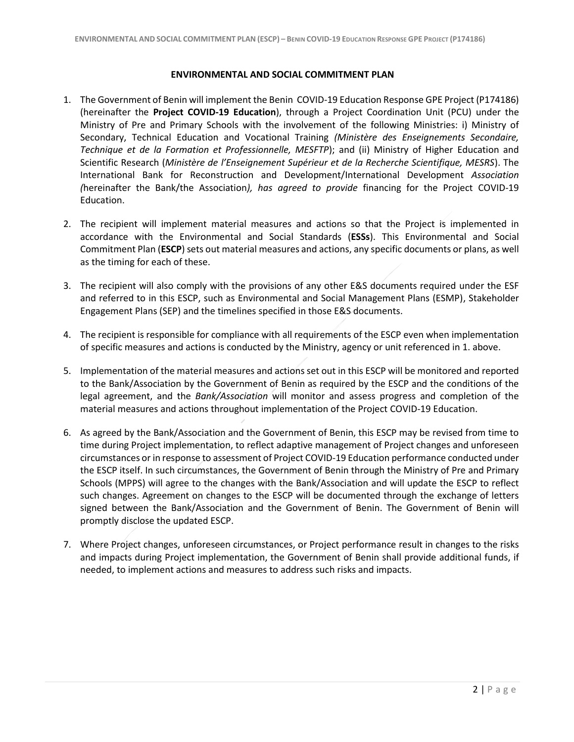## ENVIRONMENTAL AND SOCIAL COMMITMENT PLAN

1. The Government of Benin will implement the Benin COVID-19 Education Response GPE Project (P174186) (hereinafter the **Project COVID-19 Education**), through a Project Coordination Unit (PCU) under the Ministry of Pre and Primary Schools with the involvement of the following Ministries: i) Ministry of Secondary, Technical Education and Vocational Training *(Ministère des Enseignements Secondaire, Technique et de la Formation et Professionnelle, MESFTP*); and (ii) Ministry of Higher Education and Scientific Research (*Ministère de l'Enseignement Supérieur et de la Recherche Scientifique, MESRS*). The International Bank for Reconstruction and Development/International Development *Association (*hereinafter the Bank/the Association*), has agreed to provide* financing for the Project COVID-19 Education.

2. The recipient will implement material measures and actions so that the Project is implemented in accordance with the Environmental and Social Standards (**ESSs**). This Environmental and Social Commitment Plan (**ESCP**) sets out material measures and actions, any specific documents or plans, as well as the timing for each of these.

3. The recipient will also comply with the provisions of any other E&S documents required under the ESF and referred to in this ESCP, such as Environmental and Social Management Plans (ESMP), Stakeholder Engagement Plans (SEP) and the timelines specified in those E&S documents.

4. The recipient is responsible for compliance with all requirements of the ESCP even when implementation of specific measures and actions is conducted by the Ministry, agency or unit referenced in 1. above.

5. Implementation of the material measures and actions set out in this ESCP will be monitored and reported to the Bank/Association by the Government of Benin as required by the ESCP and the conditions of the legal agreement, and the *Bank/Association* will monitor and assess progress and completion of the material measures and actions throughout implementation of the Project COVID-19 Education.

6. As agreed by the Bank/Association and the Government of Benin, this ESCP may be revised from time to time during Project implementation, to reflect adaptive management of Project changes and unforeseen circumstances or in response to assessment of Project COVID-19 Education performance conducted under the ESCP itself. In such circumstances, the Government of Benin through the Ministry of Pre and Primary Schools (MPPS) will agree to the changes with the Bank/Association and will update the ESCP to reflect such changes. Agreement on changes to the ESCP will be documented through the exchange of letters signed between the Bank/Association and the Government of Benin. The Government of Benin will promptly disclose the updated ESCP.

7. Where Project changes, unforeseen circumstances, or Project performance result in changes to the risks and impacts during Project implementation, the Government of Benin shall provide additional funds, if needed, to implement actions and measures to address such risks and impacts.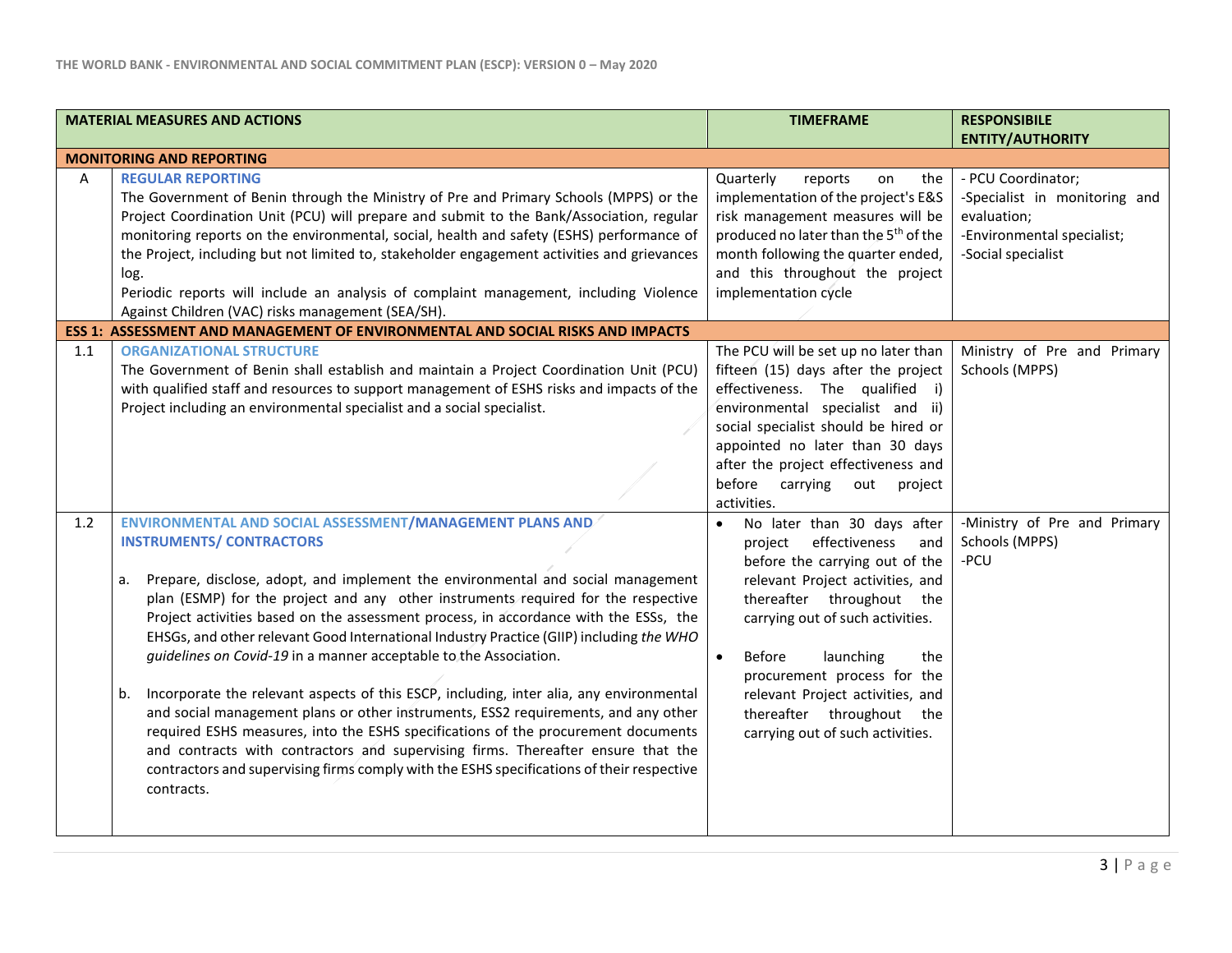| MATERIAL MEASURES AND ACTIONS | | TIMEFRAME | RESPONSIBILE ENTITY/AUTHORITY |
|---|---|---|---|
| **MONITORING AND REPORTING** | | | |
| A | **REGULAR REPORTING**<br>The Government of Benin through the Ministry of Pre and Primary Schools (MPPS) or the Project Coordination Unit (PCU) will prepare and submit to the Bank/Association, regular monitoring reports on the environmental, social, health and safety (ESHS) performance of the Project, including but not limited to, stakeholder engagement activities and grievances log.<br>Periodic reports will include an analysis of complaint management, including Violence Against Children (VAC) risks management (SEA/SH). | Quarterly reports on the implementation of the project's E&S risk management measures will be produced no later than the 5th of the month following the quarter ended, and this throughout the project implementation cycle | - PCU Coordinator;<br>-Specialist in monitoring and evaluation;<br>-Environmental specialist;<br>-Social specialist |
| **ESS 1: ASSESSMENT AND MANAGEMENT OF ENVIRONMENTAL AND SOCIAL RISKS AND IMPACTS** | | | |
| 1.1 | **ORGANIZATIONAL STRUCTURE**<br>The Government of Benin shall establish and maintain a Project Coordination Unit (PCU) with qualified staff and resources to support management of ESHS risks and impacts of the Project including an environmental specialist and a social specialist. | The PCU will be set up no later than fifteen (15) days after the project effectiveness. The qualified i) environmental specialist and ii) social specialist should be hired or appointed no later than 30 days after the project effectiveness and before carrying out project activities. | Ministry of Pre and Primary Schools (MPPS) |
| 1.2 | **ENVIRONMENTAL AND SOCIAL ASSESSMENT/MANAGEMENT PLANS AND INSTRUMENTS/ CONTRACTORS**<br><br>a. Prepare, disclose, adopt, and implement the environmental and social management plan (ESMP) for the project and any other instruments required for the respective Project activities based on the assessment process, in accordance with the ESSs, the EHSGs, and other relevant Good International Industry Practice (GIIP) including *the WHO guidelines on Covid-19* in a manner acceptable to the Association.<br><br>b. Incorporate the relevant aspects of this ESCP, including, inter alia, any environmental and social management plans or other instruments, ESS2 requirements, and any other required ESHS measures, into the ESHS specifications of the procurement documents and contracts with contractors and supervising firms. Thereafter ensure that the contractors and supervising firms comply with the ESHS specifications of their respective contracts. | • No later than 30 days after project effectiveness and before the carrying out of the relevant Project activities, and thereafter throughout the carrying out of such activities.<br><br>• Before launching the procurement process for the relevant Project activities, and thereafter throughout the carrying out of such activities. | -Ministry of Pre and Primary Schools (MPPS)<br>-PCU |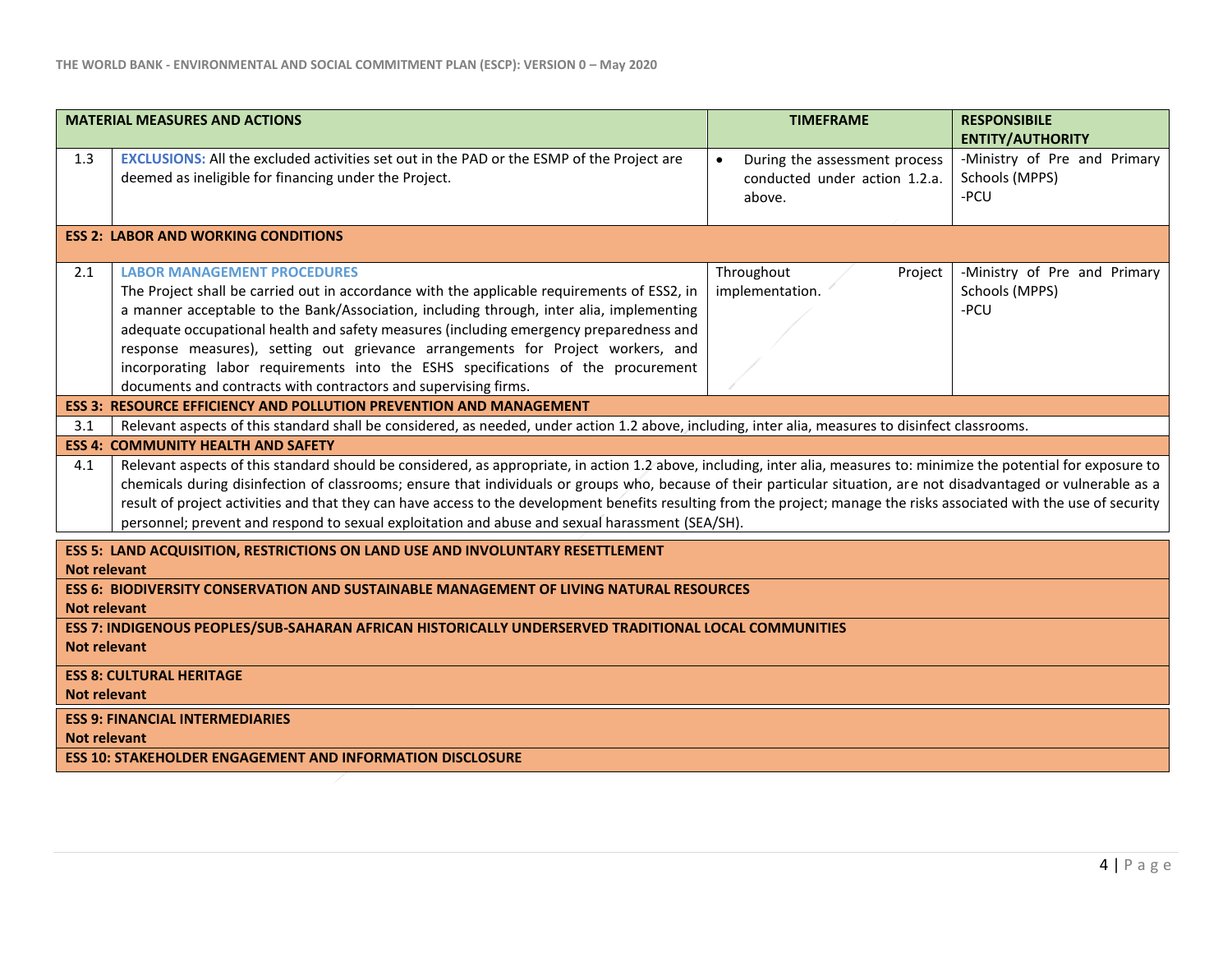| | MATERIAL MEASURES AND ACTIONS | TIMEFRAME | RESPONSIBILE ENTITY/AUTHORITY |
|---|---|---|---|
| 1.3 | **EXCLUSIONS:** All the excluded activities set out in the PAD or the ESMP of the Project are deemed as ineligible for financing under the Project. | • During the assessment process conducted under action 1.2.a. above. | -Ministry of Pre and Primary Schools (MPPS)<br>-PCU |
| **ESS 2: LABOR AND WORKING CONDITIONS** | | | |
| 2.1 | **LABOR MANAGEMENT PROCEDURES**<br>The Project shall be carried out in accordance with the applicable requirements of ESS2, in a manner acceptable to the Bank/Association, including through, inter alia, implementing adequate occupational health and safety measures (including emergency preparedness and response measures), setting out grievance arrangements for Project workers, and incorporating labor requirements into the ESHS specifications of the procurement documents and contracts with contractors and supervising firms. | Throughout Project implementation. | -Ministry of Pre and Primary Schools (MPPS)<br>-PCU |
| **ESS 3: RESOURCE EFFICIENCY AND POLLUTION PREVENTION AND MANAGEMENT** | | | |
| 3.1 | Relevant aspects of this standard shall be considered, as needed, under action 1.2 above, including, inter alia, measures to disinfect classrooms. | | |
| **ESS 4: COMMUNITY HEALTH AND SAFETY** | | | |
| 4.1 | Relevant aspects of this standard should be considered, as appropriate, in action 1.2 above, including, inter alia, measures to: minimize the potential for exposure to chemicals during disinfection of classrooms; ensure that individuals or groups who, because of their particular situation, are not disadvantaged or vulnerable as a result of project activities and that they can have access to the development benefits resulting from the project; manage the risks associated with the use of security personnel; prevent and respond to sexual exploitation and abuse and sexual harassment (SEA/SH). | | |
| **ESS 5: LAND ACQUISITION, RESTRICTIONS ON LAND USE AND INVOLUNTARY RESETTLEMENT**<br>**Not relevant** | | | |
| **ESS 6: BIODIVERSITY CONSERVATION AND SUSTAINABLE MANAGEMENT OF LIVING NATURAL RESOURCES**<br>**Not relevant** | | | |
| **ESS 7: INDIGENOUS PEOPLES/SUB-SAHARAN AFRICAN HISTORICALLY UNDERSERVED TRADITIONAL LOCAL COMMUNITIES**<br>**Not relevant** | | | |
| **ESS 8: CULTURAL HERITAGE**<br>**Not relevant** | | | |
| **ESS 9: FINANCIAL INTERMEDIARIES**<br>**Not relevant** | | | |
| **ESS 10: STAKEHOLDER ENGAGEMENT AND INFORMATION DISCLOSURE** | | | |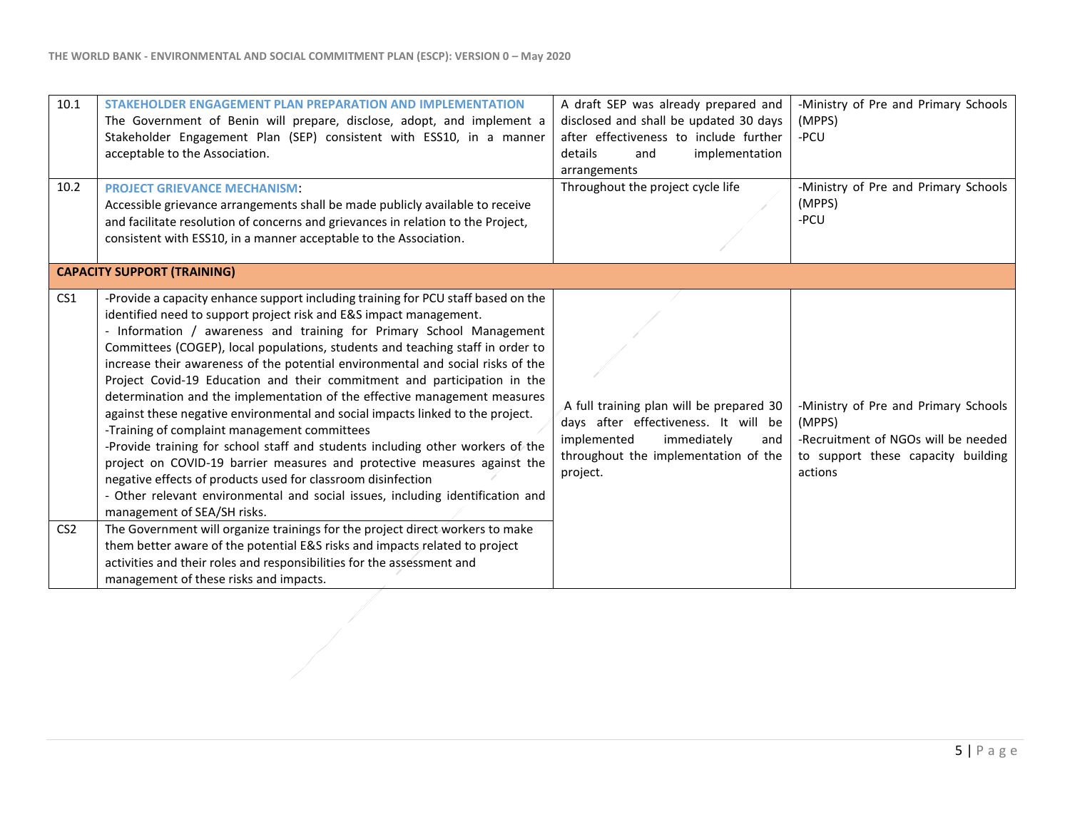| | | | |
|---|---|---|---|
| 10.1 | **STAKEHOLDER ENGAGEMENT PLAN PREPARATION AND IMPLEMENTATION**<br>The Government of Benin will prepare, disclose, adopt, and implement a Stakeholder Engagement Plan (SEP) consistent with ESS10, in a manner acceptable to the Association. | A draft SEP was already prepared and disclosed and shall be updated 30 days after effectiveness to include further details and implementation arrangements | -Ministry of Pre and Primary Schools (MPPS)<br>-PCU |
| 10.2 | **PROJECT GRIEVANCE MECHANISM**:<br>Accessible grievance arrangements shall be made publicly available to receive and facilitate resolution of concerns and grievances in relation to the Project, consistent with ESS10, in a manner acceptable to the Association. | Throughout the project cycle life | -Ministry of Pre and Primary Schools (MPPS)<br>-PCU |
| **CAPACITY SUPPORT (TRAINING)** | | | |
| CS1 | -Provide a capacity enhance support including training for PCU staff based on the identified need to support project risk and E&S impact management.<br>- Information / awareness and training for Primary School Management Committees (COGEP), local populations, students and teaching staff in order to increase their awareness of the potential environmental and social risks of the Project Covid-19 Education and their commitment and participation in the determination and the implementation of the effective management measures against these negative environmental and social impacts linked to the project.<br>-Training of complaint management committees<br>-Provide training for school staff and students including other workers of the project on COVID-19 barrier measures and protective measures against the negative effects of products used for classroom disinfection<br>- Other relevant environmental and social issues, including identification and management of SEA/SH risks. | A full training plan will be prepared 30 days after effectiveness. It will be implemented immediately and throughout the implementation of the project. | -Ministry of Pre and Primary Schools (MPPS)<br>-Recruitment of NGOs will be needed to support these capacity building actions |
| CS2 | The Government will organize trainings for the project direct workers to make them better aware of the potential E&S risks and impacts related to project activities and their roles and responsibilities for the assessment and management of these risks and impacts. | | |